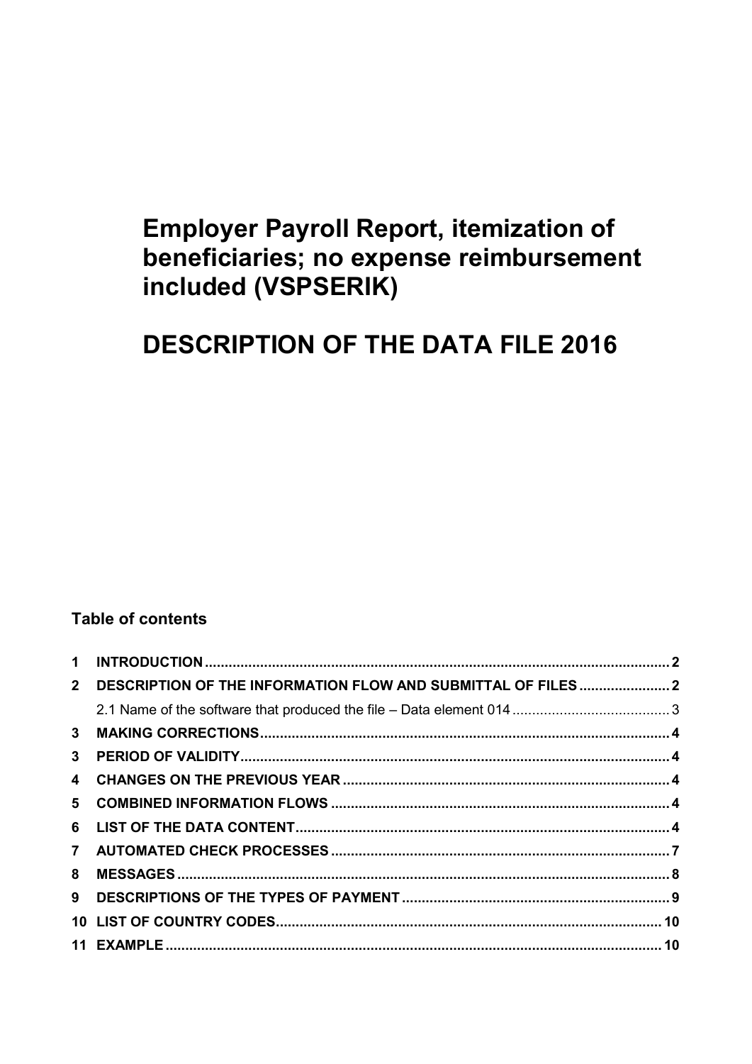# Employer Payroll Report, itemization of beneficiaries; no expense reimbursement included (VSPSERIK)

# DESCRIPTION OF THE DATA FILE 2016

**Table of contents**

**1 INTRODUCTION** ..... **2**
**2 DESCRIPTION OF THE INFORMATION FLOW AND SUBMITTAL OF FILES** ..... **2**
  2.1 Name of the software that produced the file – Data element 014 ..... 3
**3 MAKING CORRECTIONS** ..... **4**
**3 PERIOD OF VALIDITY** ..... **4**
**4 CHANGES ON THE PREVIOUS YEAR** ..... **4**
**5 COMBINED INFORMATION FLOWS** ..... **4**
**6 LIST OF THE DATA CONTENT** ..... **4**
**7 AUTOMATED CHECK PROCESSES** ..... **7**
**8 MESSAGES** ..... **8**
**9 DESCRIPTIONS OF THE TYPES OF PAYMENT** ..... **9**
**10 LIST OF COUNTRY CODES** ..... **10**
**11 EXAMPLE** ..... **10**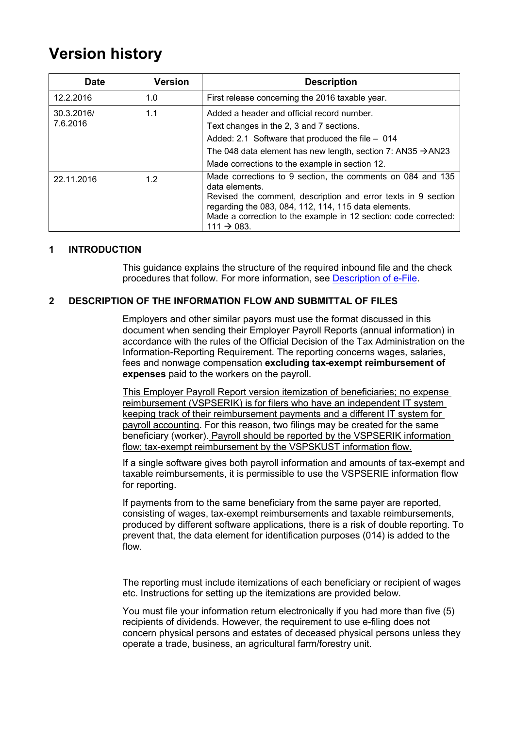# Version history

| Date | Version | Description |
|---|---|---|
| 12.2.2016 | 1.0 | First release concerning the 2016 taxable year. |
| 30.3.2016/ 7.6.2016 | 1.1 | Added a header and official record number.<br>Text changes in the 2, 3 and 7 sections.<br>Added: 2.1 Software that produced the file – 014<br>The 048 data element has new length, section 7: AN35 →AN23<br>Made corrections to the example in section 12. |
| 22.11.2016 | 1.2 | Made corrections to 9 section, the comments on 084 and 135 data elements.<br>Revised the comment, description and error texts in 9 section regarding the 083, 084, 112, 114, 115 data elements.<br>Made a correction to the example in 12 section: code corrected: 111 → 083. |

## 1 INTRODUCTION

This guidance explains the structure of the required inbound file and the check procedures that follow. For more information, see Description of e-File.

## 2 DESCRIPTION OF THE INFORMATION FLOW AND SUBMITTAL OF FILES

Employers and other similar payors must use the format discussed in this document when sending their Employer Payroll Reports (annual information) in accordance with the rules of the Official Decision of the Tax Administration on the Information-Reporting Requirement. The reporting concerns wages, salaries, fees and nonwage compensation **excluding tax-exempt reimbursement of expenses** paid to the workers on the payroll.

This Employer Payroll Report version itemization of beneficiaries; no expense reimbursement (VSPSERIK) is for filers who have an independent IT system keeping track of their reimbursement payments and a different IT system for payroll accounting. For this reason, two filings may be created for the same beneficiary (worker). Payroll should be reported by the VSPSERIK information flow; tax-exempt reimbursement by the VSPSKUST information flow.

If a single software gives both payroll information and amounts of tax-exempt and taxable reimbursements, it is permissible to use the VSPSERIE information flow for reporting.

If payments from to the same beneficiary from the same payer are reported, consisting of wages, tax-exempt reimbursements and taxable reimbursements, produced by different software applications, there is a risk of double reporting. To prevent that, the data element for identification purposes (014) is added to the flow.

The reporting must include itemizations of each beneficiary or recipient of wages etc. Instructions for setting up the itemizations are provided below.

You must file your information return electronically if you had more than five (5) recipients of dividends. However, the requirement to use e-filing does not concern physical persons and estates of deceased physical persons unless they operate a trade, business, an agricultural farm/forestry unit.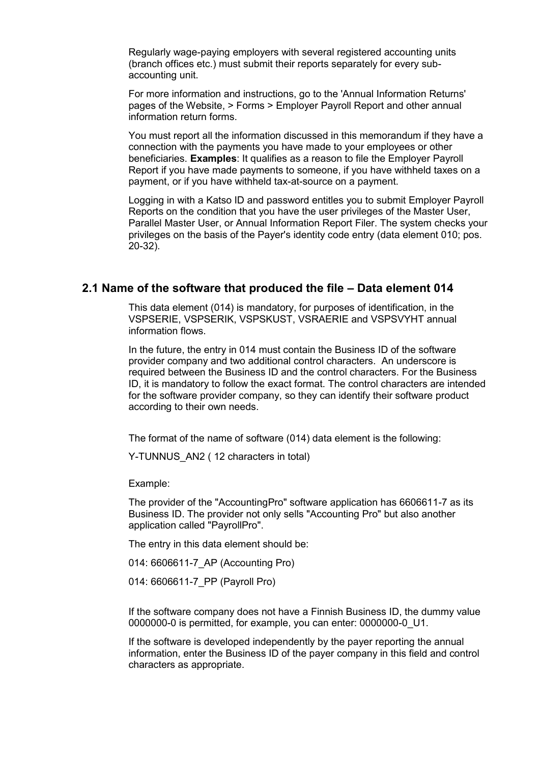Regularly wage-paying employers with several registered accounting units (branch offices etc.) must submit their reports separately for every sub-accounting unit.

For more information and instructions, go to the 'Annual Information Returns' pages of the Website, > Forms > Employer Payroll Report and other annual information return forms.

You must report all the information discussed in this memorandum if they have a connection with the payments you have made to your employees or other beneficiaries. **Examples**: It qualifies as a reason to file the Employer Payroll Report if you have made payments to someone, if you have withheld taxes on a payment, or if you have withheld tax-at-source on a payment.

Logging in with a Katso ID and password entitles you to submit Employer Payroll Reports on the condition that you have the user privileges of the Master User, Parallel Master User, or Annual Information Report Filer. The system checks your privileges on the basis of the Payer's identity code entry (data element 010; pos. 20-32).

## 2.1 Name of the software that produced the file – Data element 014

This data element (014) is mandatory, for purposes of identification, in the VSPSERIE, VSPSERIK, VSPSKUST, VSRAERIE and VSPSVYHT annual information flows.

In the future, the entry in 014 must contain the Business ID of the software provider company and two additional control characters. An underscore is required between the Business ID and the control characters. For the Business ID, it is mandatory to follow the exact format. The control characters are intended for the software provider company, so they can identify their software product according to their own needs.

The format of the name of software (014) data element is the following:

Y-TUNNUS_AN2 ( 12 characters in total)

Example:

The provider of the "AccountingPro" software application has 6606611-7 as its Business ID. The provider not only sells "Accounting Pro" but also another application called "PayrollPro".

The entry in this data element should be:

014: 6606611-7_AP (Accounting Pro)

014: 6606611-7_PP (Payroll Pro)

If the software company does not have a Finnish Business ID, the dummy value 0000000-0 is permitted, for example, you can enter: 0000000-0_U1.

If the software is developed independently by the payer reporting the annual information, enter the Business ID of the payer company in this field and control characters as appropriate.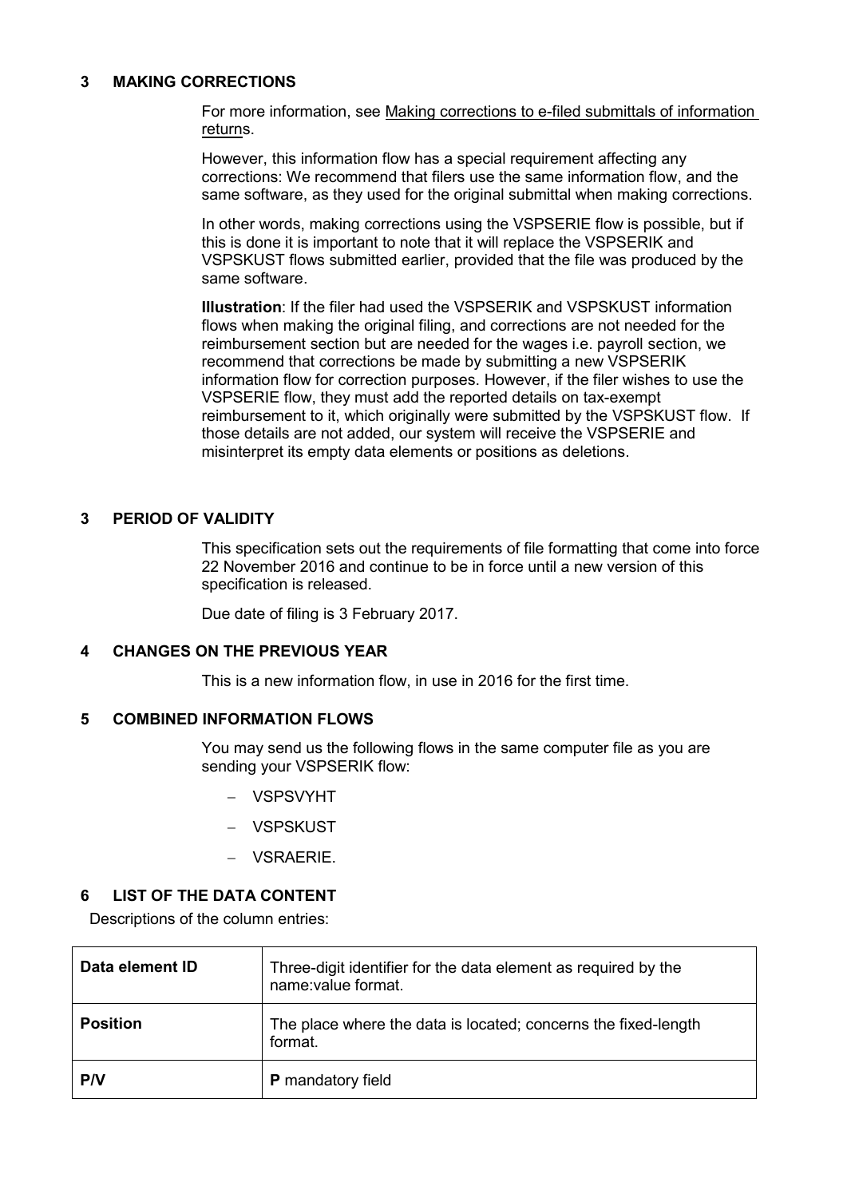## 3 MAKING CORRECTIONS

For more information, see Making corrections to e-filed submittals of information returns.

However, this information flow has a special requirement affecting any corrections: We recommend that filers use the same information flow, and the same software, as they used for the original submittal when making corrections.

In other words, making corrections using the VSPSERIE flow is possible, but if this is done it is important to note that it will replace the VSPSERIK and VSPSKUST flows submitted earlier, provided that the file was produced by the same software.

**Illustration**: If the filer had used the VSPSERIK and VSPSKUST information flows when making the original filing, and corrections are not needed for the reimbursement section but are needed for the wages i.e. payroll section, we recommend that corrections be made by submitting a new VSPSERIK information flow for correction purposes. However, if the filer wishes to use the VSPSERIE flow, they must add the reported details on tax-exempt reimbursement to it, which originally were submitted by the VSPSKUST flow. If those details are not added, our system will receive the VSPSERIE and misinterpret its empty data elements or positions as deletions.

## 3 PERIOD OF VALIDITY

This specification sets out the requirements of file formatting that come into force 22 November 2016 and continue to be in force until a new version of this specification is released.

Due date of filing is 3 February 2017.

## 4 CHANGES ON THE PREVIOUS YEAR

This is a new information flow, in use in 2016 for the first time.

## 5 COMBINED INFORMATION FLOWS

You may send us the following flows in the same computer file as you are sending your VSPSERIK flow:

- VSPSVYHT
- VSPSKUST
- VSRAERIE.

## 6 LIST OF THE DATA CONTENT

Descriptions of the column entries:

| **Data element ID** | Three-digit identifier for the data element as required by the name:value format. |
|---|---|
| **Position** | The place where the data is located; concerns the fixed-length format. |
| **P/V** | **P** mandatory field |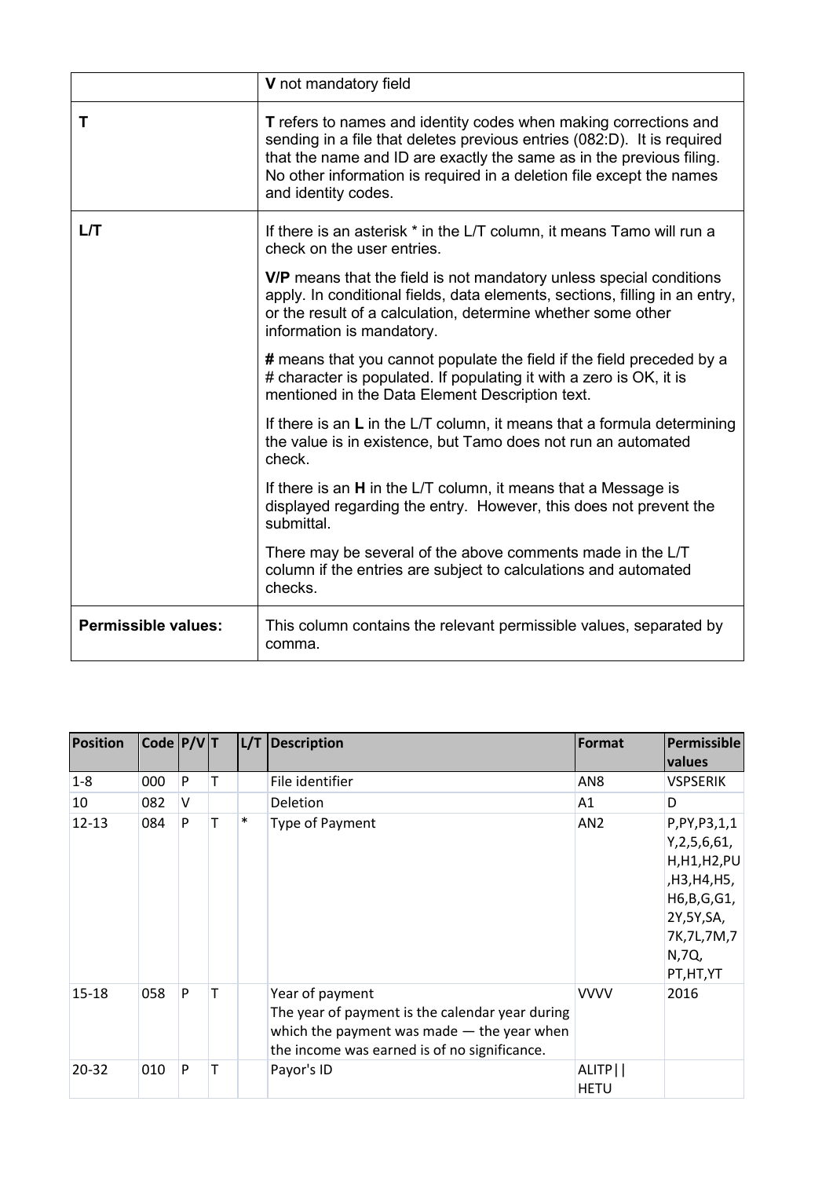| | |
|---|---|
| | **V** not mandatory field |
| **T** | **T** refers to names and identity codes when making corrections and sending in a file that deletes previous entries (082:D). It is required that the name and ID are exactly the same as in the previous filing. No other information is required in a deletion file except the names and identity codes. |
| **L/T** | If there is an asterisk * in the L/T column, it means Tamo will run a check on the user entries.<br><br>**V/P** means that the field is not mandatory unless special conditions apply. In conditional fields, data elements, sections, filling in an entry, or the result of a calculation, determine whether some other information is mandatory.<br><br>**#** means that you cannot populate the field if the field preceded by a # character is populated. If populating it with a zero is OK, it is mentioned in the Data Element Description text.<br><br>If there is an **L** in the L/T column, it means that a formula determining the value is in existence, but Tamo does not run an automated check.<br><br>If there is an **H** in the L/T column, it means that a Message is displayed regarding the entry. However, this does not prevent the submittal.<br><br>There may be several of the above comments made in the L/T column if the entries are subject to calculations and automated checks. |
| **Permissible values:** | This column contains the relevant permissible values, separated by comma. |

| Position | Code | P/V | T | L/T | Description | Format | Permissible values |
|---|---|---|---|---|---|---|---|
| 1-8 | 000 | P | T | | File identifier | AN8 | VSPSERIK |
| 10 | 082 | V | | | Deletion | A1 | D |
| 12-13 | 084 | P | T | * | Type of Payment | AN2 | P,PY,P3,1,1Y,2,5,6,61,H,H1,H2,PU,H3,H4,H5,H6,B,G,G1,2Y,5Y,SA,7K,7L,7M,7N,7Q,PT,HT,YT |
| 15-18 | 058 | P | T | | Year of payment<br>The year of payment is the calendar year during which the payment was made — the year when the income was earned is of no significance. | VVVV | 2016 |
| 20-32 | 010 | P | T | | Payor's ID | ALITP\|\|HETU | |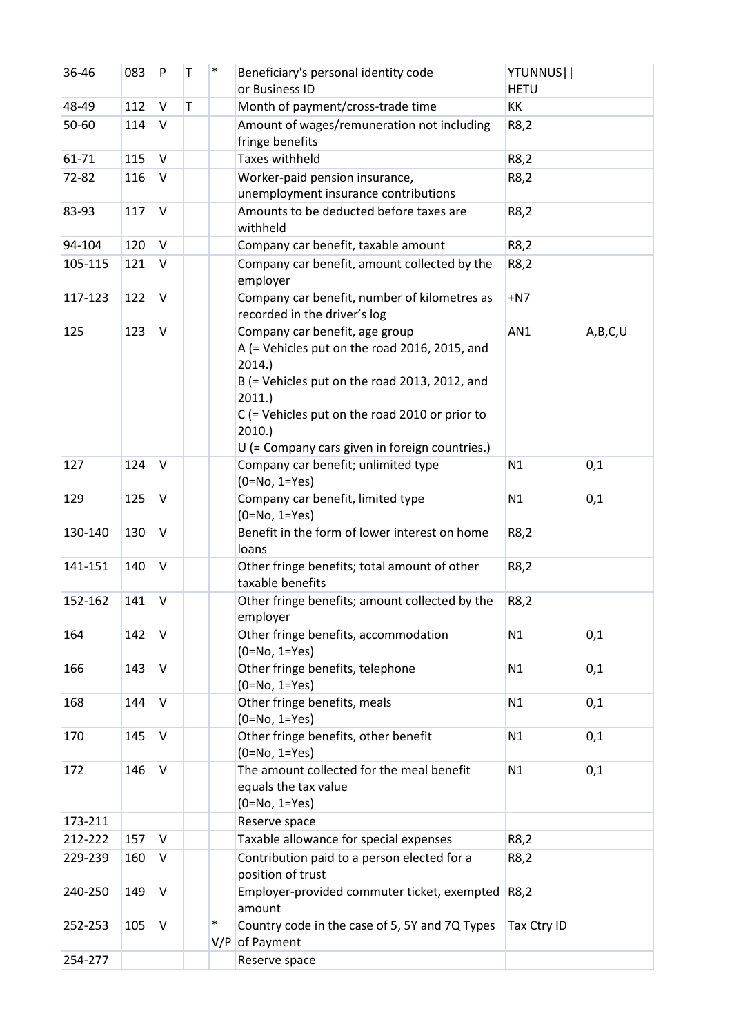| | | | | | | | |
|---|---|---|---|---|---|---|---|
| 36-46 | 083 | P | T | * | Beneficiary's personal identity code or Business ID | YTUNNUS\|\| HETU | |
| 48-49 | 112 | V | T | | Month of payment/cross-trade time | KK | |
| 50-60 | 114 | V | | | Amount of wages/remuneration not including fringe benefits | R8,2 | |
| 61-71 | 115 | V | | | Taxes withheld | R8,2 | |
| 72-82 | 116 | V | | | Worker-paid pension insurance, unemployment insurance contributions | R8,2 | |
| 83-93 | 117 | V | | | Amounts to be deducted before taxes are withheld | R8,2 | |
| 94-104 | 120 | V | | | Company car benefit, taxable amount | R8,2 | |
| 105-115 | 121 | V | | | Company car benefit, amount collected by the employer | R8,2 | |
| 117-123 | 122 | V | | | Company car benefit, number of kilometres as recorded in the driver's log | +N7 | |
| 125 | 123 | V | | | Company car benefit, age group<br>A (= Vehicles put on the road 2016, 2015, and 2014.)<br>B (= Vehicles put on the road 2013, 2012, and 2011.)<br>C (= Vehicles put on the road 2010 or prior to 2010.)<br>U (= Company cars given in foreign countries.) | AN1 | A,B,C,U |
| 127 | 124 | V | | | Company car benefit; unlimited type (0=No, 1=Yes) | N1 | 0,1 |
| 129 | 125 | V | | | Company car benefit, limited type (0=No, 1=Yes) | N1 | 0,1 |
| 130-140 | 130 | V | | | Benefit in the form of lower interest on home loans | R8,2 | |
| 141-151 | 140 | V | | | Other fringe benefits; total amount of other taxable benefits | R8,2 | |
| 152-162 | 141 | V | | | Other fringe benefits; amount collected by the employer | R8,2 | |
| 164 | 142 | V | | | Other fringe benefits, accommodation (0=No, 1=Yes) | N1 | 0,1 |
| 166 | 143 | V | | | Other fringe benefits, telephone (0=No, 1=Yes) | N1 | 0,1 |
| 168 | 144 | V | | | Other fringe benefits, meals (0=No, 1=Yes) | N1 | 0,1 |
| 170 | 145 | V | | | Other fringe benefits, other benefit (0=No, 1=Yes) | N1 | 0,1 |
| 172 | 146 | V | | | The amount collected for the meal benefit equals the tax value (0=No, 1=Yes) | N1 | 0,1 |
| 173-211 | | | | | Reserve space | | |
| 212-222 | 157 | V | | | Taxable allowance for special expenses | R8,2 | |
| 229-239 | 160 | V | | | Contribution paid to a person elected for a position of trust | R8,2 | |
| 240-250 | 149 | V | | | Employer-provided commuter ticket, exempted amount | R8,2 | |
| 252-253 | 105 | V | | * V/P | Country code in the case of 5, 5Y and 7Q Types of Payment | Tax Ctry ID | |
| 254-277 | | | | | Reserve space | | |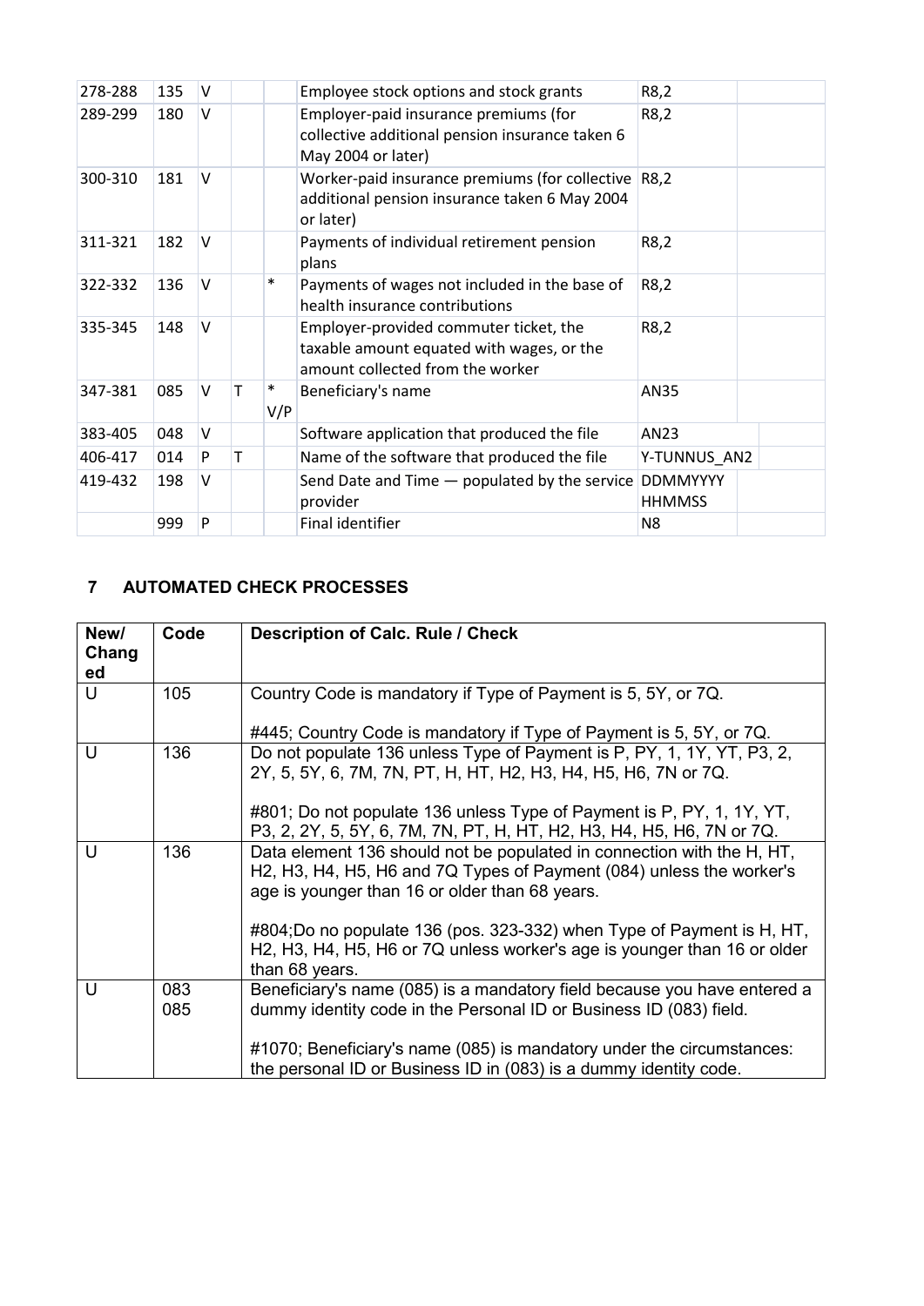| 278-288 | 135 | V | | | Employee stock options and stock grants | R8,2 | |
|---|---|---|---|---|---|---|---|
| 289-299 | 180 | V | | | Employer-paid insurance premiums (for collective additional pension insurance taken 6 May 2004 or later) | R8,2 | |
| 300-310 | 181 | V | | | Worker-paid insurance premiums (for collective additional pension insurance taken 6 May 2004 or later) | R8,2 | |
| 311-321 | 182 | V | | | Payments of individual retirement pension plans | R8,2 | |
| 322-332 | 136 | V | | * | Payments of wages not included in the base of health insurance contributions | R8,2 | |
| 335-345 | 148 | V | | | Employer-provided commuter ticket, the taxable amount equated with wages, or the amount collected from the worker | R8,2 | |
| 347-381 | 085 | V | T | * V/P | Beneficiary's name | AN35 | |
| 383-405 | 048 | V | | | Software application that produced the file | AN23 | |
| 406-417 | 014 | P | T | | Name of the software that produced the file | Y-TUNNUS_AN2 | |
| 419-432 | 198 | V | | | Send Date and Time — populated by the service provider | DDMMYYYY HHMMSS | |
| | 999 | P | | | Final identifier | N8 | |

## 7 AUTOMATED CHECK PROCESSES

| New/ Changed | Code | Description of Calc. Rule / Check |
|---|---|---|
| U | 105 | Country Code is mandatory if Type of Payment is 5, 5Y, or 7Q.<br><br>#445; Country Code is mandatory if Type of Payment is 5, 5Y, or 7Q. |
| U | 136 | Do not populate 136 unless Type of Payment is P, PY, 1, 1Y, YT, P3, 2, 2Y, 5, 5Y, 6, 7M, 7N, PT, H, HT, H2, H3, H4, H5, H6, 7N or 7Q.<br><br>#801; Do not populate 136 unless Type of Payment is P, PY, 1, 1Y, YT, P3, 2, 2Y, 5, 5Y, 6, 7M, 7N, PT, H, HT, H2, H3, H4, H5, H6, 7N or 7Q. |
| U | 136 | Data element 136 should not be populated in connection with the H, HT, H2, H3, H4, H5, H6 and 7Q Types of Payment (084) unless the worker's age is younger than 16 or older than 68 years.<br><br>#804;Do no populate 136 (pos. 323-332) when Type of Payment is H, HT, H2, H3, H4, H5, H6 or 7Q unless worker's age is younger than 16 or older than 68 years. |
| U | 083<br>085 | Beneficiary's name (085) is a mandatory field because you have entered a dummy identity code in the Personal ID or Business ID (083) field.<br><br>#1070; Beneficiary's name (085) is mandatory under the circumstances: the personal ID or Business ID in (083) is a dummy identity code. |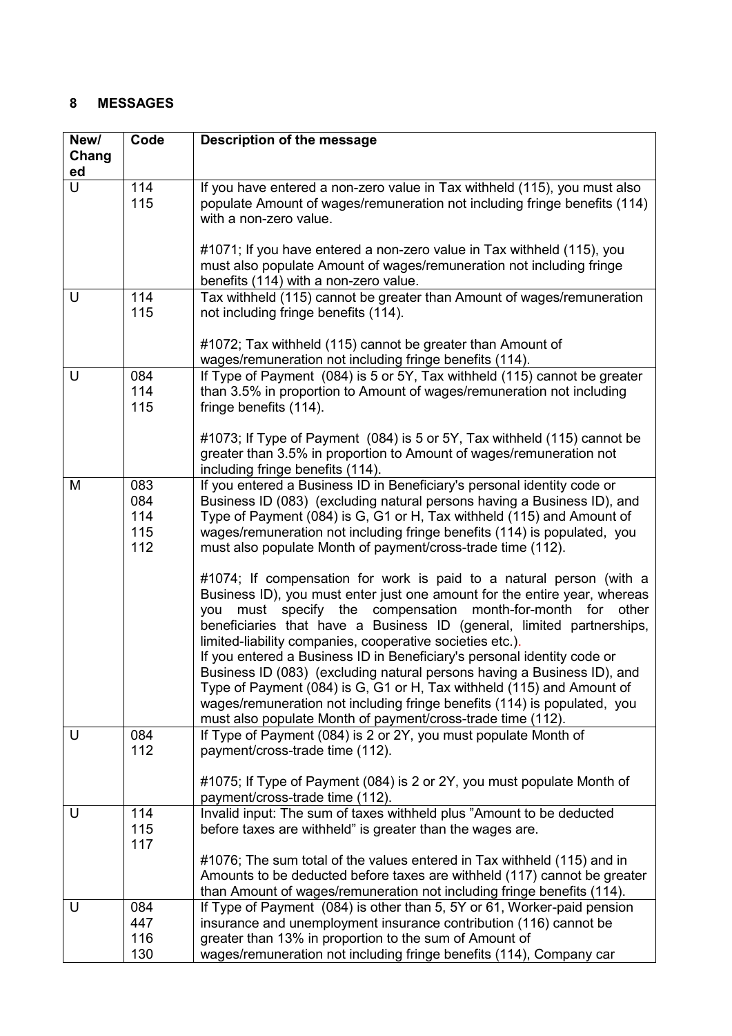## 8 MESSAGES

| New/ Changed | Code | Description of the message |
|---|---|---|
| U | 114<br>115 | If you have entered a non-zero value in Tax withheld (115), you must also populate Amount of wages/remuneration not including fringe benefits (114) with a non-zero value.<br><br>#1071; If you have entered a non-zero value in Tax withheld (115), you must also populate Amount of wages/remuneration not including fringe benefits (114) with a non-zero value. |
| U | 114<br>115 | Tax withheld (115) cannot be greater than Amount of wages/remuneration not including fringe benefits (114).<br><br>#1072; Tax withheld (115) cannot be greater than Amount of wages/remuneration not including fringe benefits (114). |
| U | 084<br>114<br>115 | If Type of Payment (084) is 5 or 5Y, Tax withheld (115) cannot be greater than 3.5% in proportion to Amount of wages/remuneration not including fringe benefits (114).<br><br>#1073; If Type of Payment (084) is 5 or 5Y, Tax withheld (115) cannot be greater than 3.5% in proportion to Amount of wages/remuneration not including fringe benefits (114). |
| M | 083<br>084<br>114<br>115<br>112 | If you entered a Business ID in Beneficiary's personal identity code or Business ID (083) (excluding natural persons having a Business ID), and Type of Payment (084) is G, G1 or H, Tax withheld (115) and Amount of wages/remuneration not including fringe benefits (114) is populated, you must also populate Month of payment/cross-trade time (112).<br><br>#1074; If compensation for work is paid to a natural person (with a Business ID), you must enter just one amount for the entire year, whereas you must specify the compensation month-for-month for other beneficiaries that have a Business ID (general, limited partnerships, limited-liability companies, cooperative societies etc.).<br>If you entered a Business ID in Beneficiary's personal identity code or Business ID (083) (excluding natural persons having a Business ID), and Type of Payment (084) is G, G1 or H, Tax withheld (115) and Amount of wages/remuneration not including fringe benefits (114) is populated, you must also populate Month of payment/cross-trade time (112). |
| U | 084<br>112 | If Type of Payment (084) is 2 or 2Y, you must populate Month of payment/cross-trade time (112).<br><br>#1075; If Type of Payment (084) is 2 or 2Y, you must populate Month of payment/cross-trade time (112). |
| U | 114<br>115<br>117 | Invalid input: The sum of taxes withheld plus "Amount to be deducted before taxes are withheld" is greater than the wages are.<br><br>#1076; The sum total of the values entered in Tax withheld (115) and in Amounts to be deducted before taxes are withheld (117) cannot be greater than Amount of wages/remuneration not including fringe benefits (114). |
| U | 084<br>447<br>116<br>130 | If Type of Payment (084) is other than 5, 5Y or 61, Worker-paid pension insurance and unemployment insurance contribution (116) cannot be greater than 13% in proportion to the sum of Amount of wages/remuneration not including fringe benefits (114), Company car |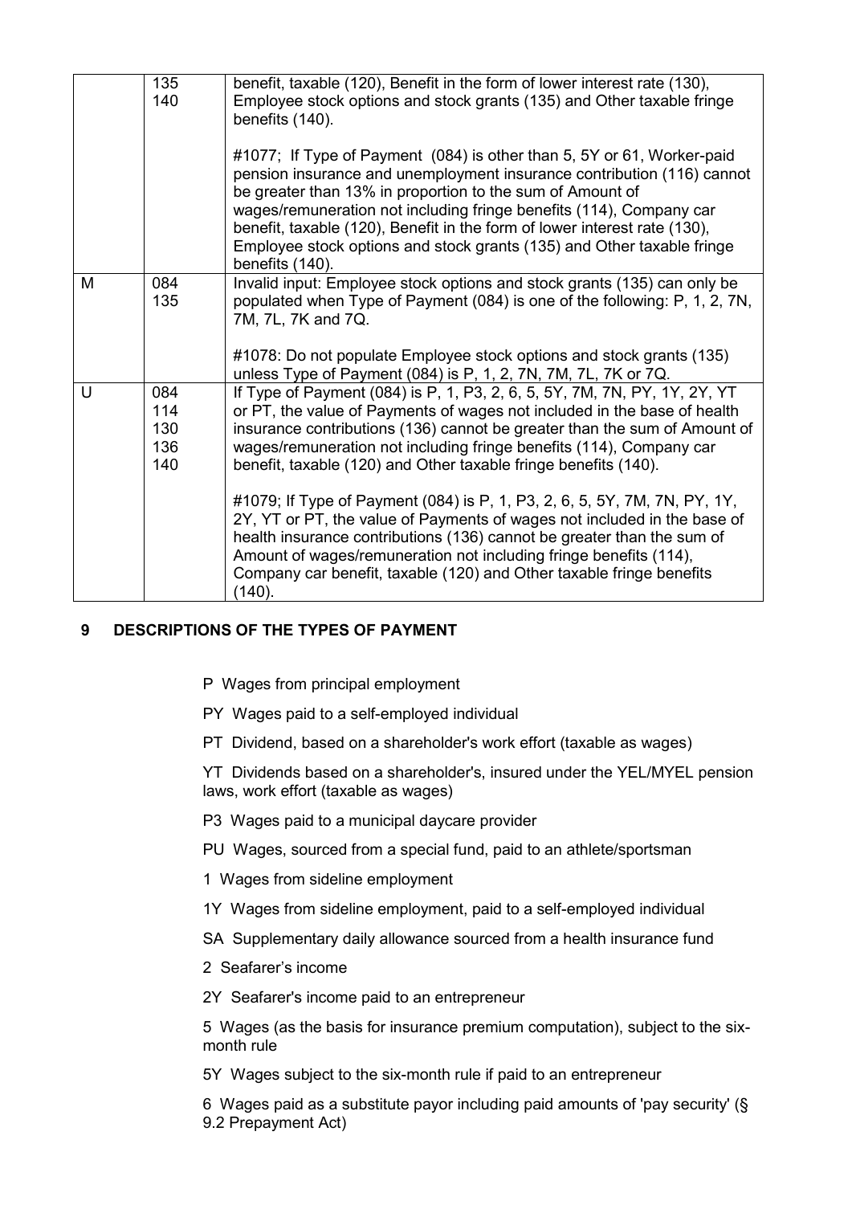|  | 135<br>140 | benefit, taxable (120), Benefit in the form of lower interest rate (130), Employee stock options and stock grants (135) and Other taxable fringe benefits (140).<br><br>#1077; If Type of Payment (084) is other than 5, 5Y or 61, Worker-paid pension insurance and unemployment insurance contribution (116) cannot be greater than 13% in proportion to the sum of Amount of wages/remuneration not including fringe benefits (114), Company car benefit, taxable (120), Benefit in the form of lower interest rate (130), Employee stock options and stock grants (135) and Other taxable fringe benefits (140). |
|---|---|---|
| M | 084<br>135 | Invalid input: Employee stock options and stock grants (135) can only be populated when Type of Payment (084) is one of the following: P, 1, 2, 7N, 7M, 7L, 7K and 7Q.<br><br>#1078: Do not populate Employee stock options and stock grants (135) unless Type of Payment (084) is P, 1, 2, 7N, 7M, 7L, 7K or 7Q. |
| U | 084<br>114<br>130<br>136<br>140 | If Type of Payment (084) is P, 1, P3, 2, 6, 5, 5Y, 7M, 7N, PY, 1Y, 2Y, YT or PT, the value of Payments of wages not included in the base of health insurance contributions (136) cannot be greater than the sum of Amount of wages/remuneration not including fringe benefits (114), Company car benefit, taxable (120) and Other taxable fringe benefits (140).<br><br>#1079; If Type of Payment (084) is P, 1, P3, 2, 6, 5, 5Y, 7M, 7N, PY, 1Y, 2Y, YT or PT, the value of Payments of wages not included in the base of health insurance contributions (136) cannot be greater than the sum of Amount of wages/remuneration not including fringe benefits (114), Company car benefit, taxable (120) and Other taxable fringe benefits (140). |

## 9 DESCRIPTIONS OF THE TYPES OF PAYMENT

P Wages from principal employment

PY Wages paid to a self-employed individual

PT Dividend, based on a shareholder's work effort (taxable as wages)

YT Dividends based on a shareholder's, insured under the YEL/MYEL pension laws, work effort (taxable as wages)

P3 Wages paid to a municipal daycare provider

PU Wages, sourced from a special fund, paid to an athlete/sportsman

1 Wages from sideline employment

1Y Wages from sideline employment, paid to a self-employed individual

SA Supplementary daily allowance sourced from a health insurance fund

2 Seafarer's income

2Y Seafarer's income paid to an entrepreneur

5 Wages (as the basis for insurance premium computation), subject to the six-month rule

5Y Wages subject to the six-month rule if paid to an entrepreneur

6 Wages paid as a substitute payor including paid amounts of 'pay security' (§ 9.2 Prepayment Act)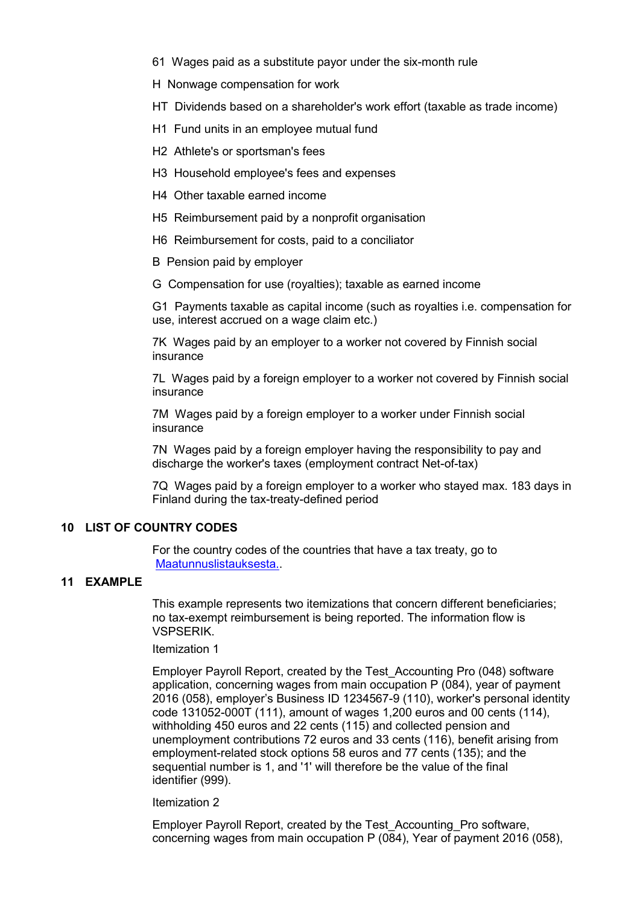61 Wages paid as a substitute payor under the six-month rule

H Nonwage compensation for work

HT Dividends based on a shareholder's work effort (taxable as trade income)

H1 Fund units in an employee mutual fund

H2 Athlete's or sportsman's fees

H3 Household employee's fees and expenses

H4 Other taxable earned income

H5 Reimbursement paid by a nonprofit organisation

H6 Reimbursement for costs, paid to a conciliator

B Pension paid by employer

G Compensation for use (royalties); taxable as earned income

G1 Payments taxable as capital income (such as royalties i.e. compensation for use, interest accrued on a wage claim etc.)

7K Wages paid by an employer to a worker not covered by Finnish social insurance

7L Wages paid by a foreign employer to a worker not covered by Finnish social insurance

7M Wages paid by a foreign employer to a worker under Finnish social insurance

7N Wages paid by a foreign employer having the responsibility to pay and discharge the worker's taxes (employment contract Net-of-tax)

7Q Wages paid by a foreign employer to a worker who stayed max. 183 days in Finland during the tax-treaty-defined period

## 10 LIST OF COUNTRY CODES

For the country codes of the countries that have a tax treaty, go to Maatunnuslistauksesta..

## 11 EXAMPLE

This example represents two itemizations that concern different beneficiaries; no tax-exempt reimbursement is being reported. The information flow is VSPSERIK.

Itemization 1

Employer Payroll Report, created by the Test_Accounting Pro (048) software application, concerning wages from main occupation P (084), year of payment 2016 (058), employer's Business ID 1234567-9 (110), worker's personal identity code 131052-000T (111), amount of wages 1,200 euros and 00 cents (114), withholding 450 euros and 22 cents (115) and collected pension and unemployment contributions 72 euros and 33 cents (116), benefit arising from employment-related stock options 58 euros and 77 cents (135); and the sequential number is 1, and '1' will therefore be the value of the final identifier (999).

Itemization 2

Employer Payroll Report, created by the Test_Accounting_Pro software, concerning wages from main occupation P (084), Year of payment 2016 (058),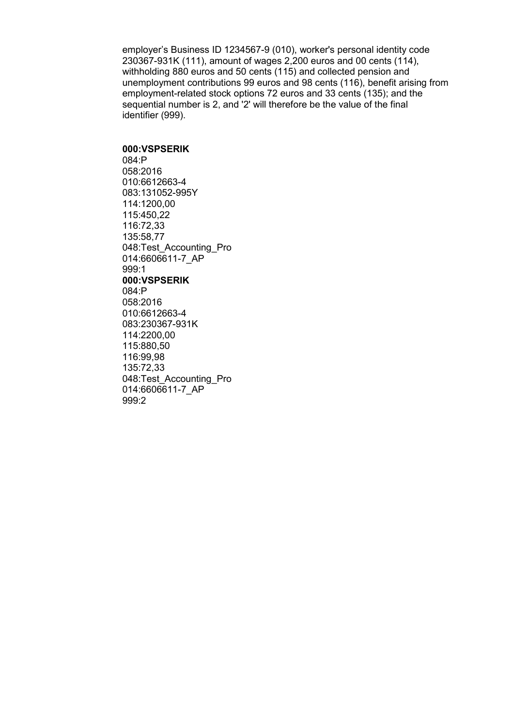employer's Business ID 1234567-9 (010), worker's personal identity code 230367-931K (111), amount of wages 2,200 euros and 00 cents (114), withholding 880 euros and 50 cents (115) and collected pension and unemployment contributions 99 euros and 98 cents (116), benefit arising from employment-related stock options 72 euros and 33 cents (135); and the sequential number is 2, and '2' will therefore be the value of the final identifier (999).

**000:VSPSERIK**
084:P
058:2016
010:6612663-4
083:131052-995Y
114:1200,00
115:450,22
116:72,33
135:58,77
048:Test_Accounting_Pro
014:6606611-7_AP
999:1
**000:VSPSERIK**
084:P
058:2016
010:6612663-4
083:230367-931K
114:2200,00
115:880,50
116:99,98
135:72,33
048:Test_Accounting_Pro
014:6606611-7_AP
999:2